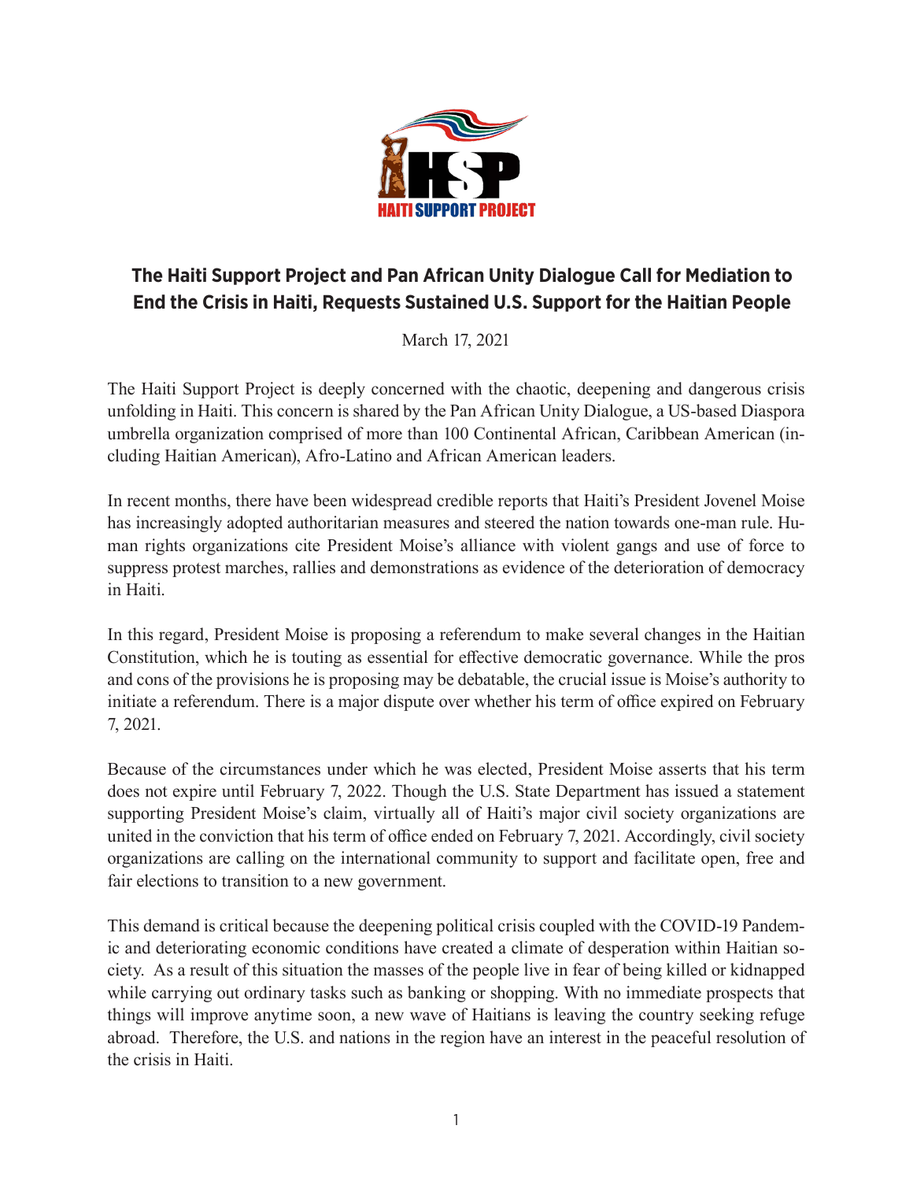HAITI SUPPORT PROJECT

# The Haiti Support Project and Pan African Unity Dialogue Call for Mediation to End the Crisis in Haiti, Requests Sustained U.S. Support for the Haitian People

March 17, 2021

The Haiti Support Project is deeply concerned with the chaotic, deepening and dangerous crisis unfolding in Haiti. This concern is shared by the Pan African Unity Dialogue, a US-based Diaspora umbrella organization comprised of more than 100 Continental African, Caribbean American (including Haitian American), Afro-Latino and African American leaders.

In recent months, there have been widespread credible reports that Haiti's President Jovenel Moise has increasingly adopted authoritarian measures and steered the nation towards one-man rule. Human rights organizations cite President Moise's alliance with violent gangs and use of force to suppress protest marches, rallies and demonstrations as evidence of the deterioration of democracy in Haiti.

In this regard, President Moise is proposing a referendum to make several changes in the Haitian Constitution, which he is touting as essential for effective democratic governance. While the pros and cons of the provisions he is proposing may be debatable, the crucial issue is Moise's authority to initiate a referendum. There is a major dispute over whether his term of office expired on February 7, 2021.

Because of the circumstances under which he was elected, President Moise asserts that his term does not expire until February 7, 2022. Though the U.S. State Department has issued a statement supporting President Moise's claim, virtually all of Haiti's major civil society organizations are united in the conviction that his term of office ended on February 7, 2021. Accordingly, civil society organizations are calling on the international community to support and facilitate open, free and fair elections to transition to a new government.

This demand is critical because the deepening political crisis coupled with the COVID-19 Pandemic and deteriorating economic conditions have created a climate of desperation within Haitian society. As a result of this situation the masses of the people live in fear of being killed or kidnapped while carrying out ordinary tasks such as banking or shopping. With no immediate prospects that things will improve anytime soon, a new wave of Haitians is leaving the country seeking refuge abroad. Therefore, the U.S. and nations in the region have an interest in the peaceful resolution of the crisis in Haiti.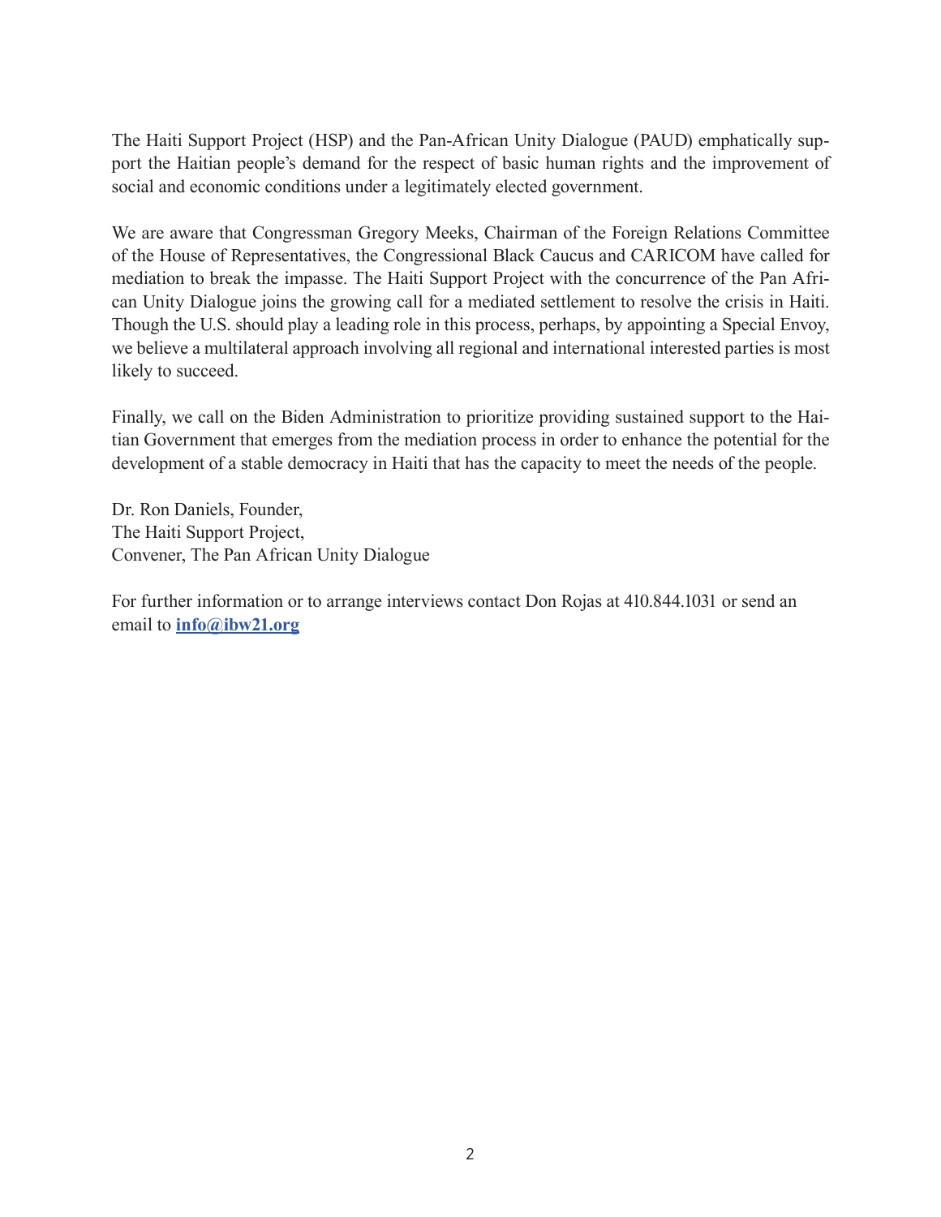The Haiti Support Project (HSP) and the Pan-African Unity Dialogue (PAUD) emphatically support the Haitian people's demand for the respect of basic human rights and the improvement of social and economic conditions under a legitimately elected government.

We are aware that Congressman Gregory Meeks, Chairman of the Foreign Relations Committee of the House of Representatives, the Congressional Black Caucus and CARICOM have called for mediation to break the impasse. The Haiti Support Project with the concurrence of the Pan African Unity Dialogue joins the growing call for a mediated settlement to resolve the crisis in Haiti. Though the U.S. should play a leading role in this process, perhaps, by appointing a Special Envoy, we believe a multilateral approach involving all regional and international interested parties is most likely to succeed.

Finally, we call on the Biden Administration to prioritize providing sustained support to the Haitian Government that emerges from the mediation process in order to enhance the potential for the development of a stable democracy in Haiti that has the capacity to meet the needs of the people.

Dr. Ron Daniels, Founder,
The Haiti Support Project,
Convener, The Pan African Unity Dialogue

For further information or to arrange interviews contact Don Rojas at 410.844.1031 or send an email to **info@ibw21.org**